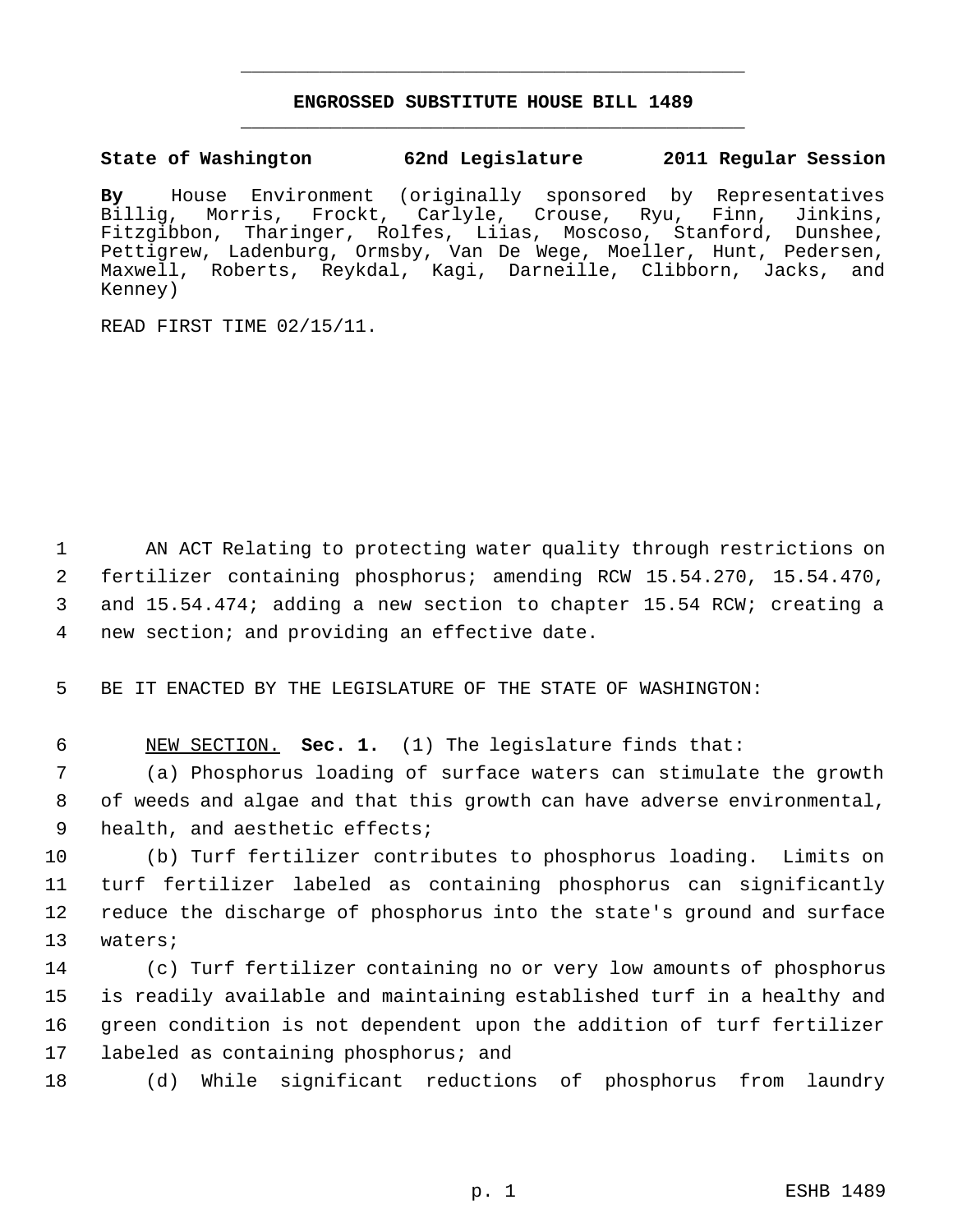# ENGROSSED SUBSTITUTE HOUSE BILL 1489

**State of Washington 62nd Legislature 2011 Regular Session**

**By** House Environment (originally sponsored by Representatives Billig, Morris, Frockt, Carlyle, Crouse, Ryu, Finn, Jinkins, Fitzgibbon, Tharinger, Rolfes, Liias, Moscoso, Stanford, Dunshee, Pettigrew, Ladenburg, Ormsby, Van De Wege, Moeller, Hunt, Pedersen, Maxwell, Roberts, Reykdal, Kagi, Darneille, Clibborn, Jacks, and Kenney)

READ FIRST TIME 02/15/11.

AN ACT Relating to protecting water quality through restrictions on fertilizer containing phosphorus; amending RCW 15.54.270, 15.54.470, and 15.54.474; adding a new section to chapter 15.54 RCW; creating a new section; and providing an effective date.

BE IT ENACTED BY THE LEGISLATURE OF THE STATE OF WASHINGTON:

NEW SECTION. **Sec. 1.** (1) The legislature finds that:

(a) Phosphorus loading of surface waters can stimulate the growth of weeds and algae and that this growth can have adverse environmental, health, and aesthetic effects;

(b) Turf fertilizer contributes to phosphorus loading. Limits on turf fertilizer labeled as containing phosphorus can significantly reduce the discharge of phosphorus into the state's ground and surface waters;

(c) Turf fertilizer containing no or very low amounts of phosphorus is readily available and maintaining established turf in a healthy and green condition is not dependent upon the addition of turf fertilizer labeled as containing phosphorus; and

(d) While significant reductions of phosphorus from laundry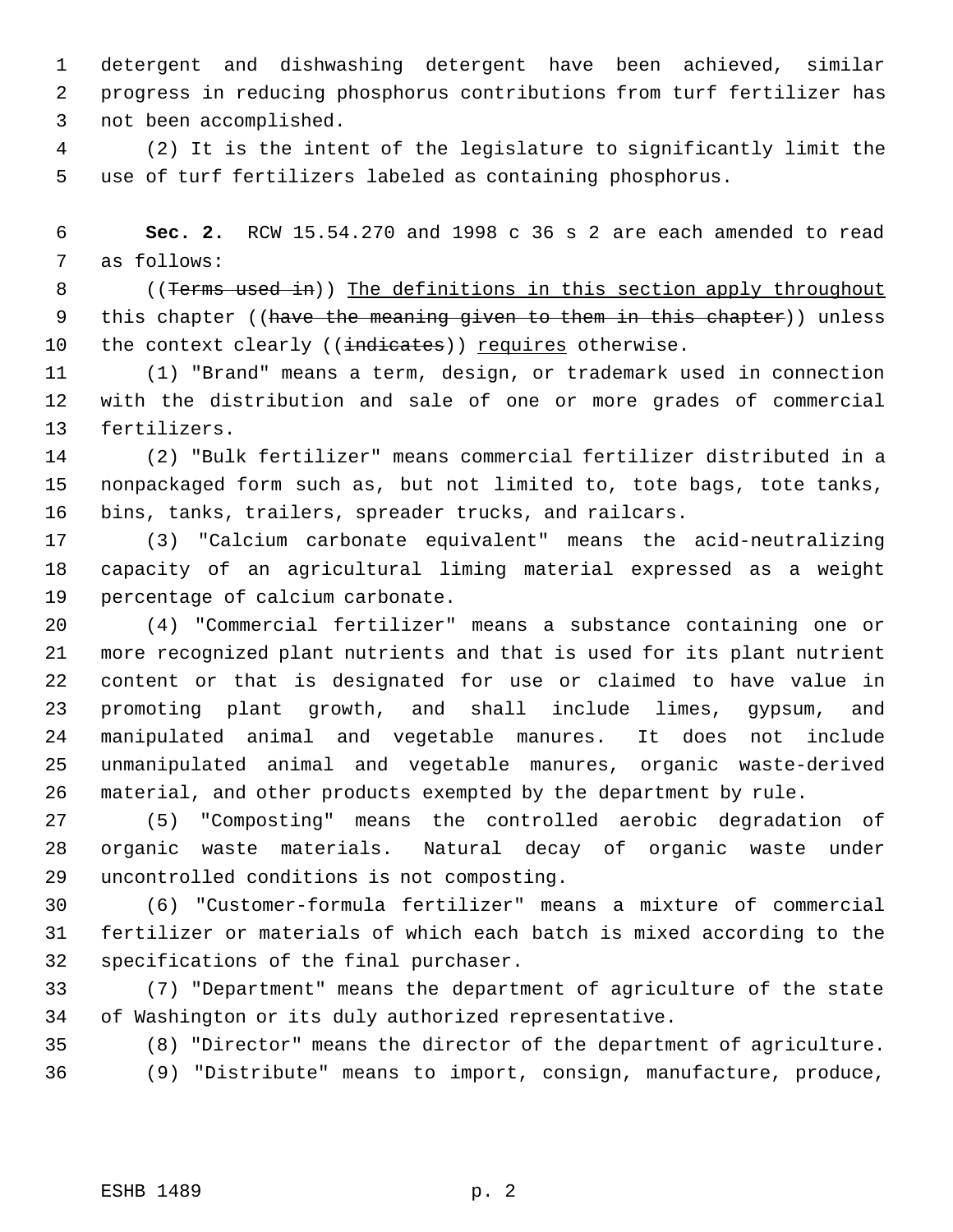detergent and dishwashing detergent have been achieved, similar progress in reducing phosphorus contributions from turf fertilizer has not been accomplished.

(2) It is the intent of the legislature to significantly limit the use of turf fertilizers labeled as containing phosphorus.

**Sec. 2.** RCW 15.54.270 and 1998 c 36 s 2 are each amended to read as follows:

((~~Terms used in~~)) <u>The definitions in this section apply throughout</u> this chapter ((~~have the meaning given to them in this chapter~~)) unless the context clearly ((~~indicates~~)) <u>requires</u> otherwise.

(1) "Brand" means a term, design, or trademark used in connection with the distribution and sale of one or more grades of commercial fertilizers.

(2) "Bulk fertilizer" means commercial fertilizer distributed in a nonpackaged form such as, but not limited to, tote bags, tote tanks, bins, tanks, trailers, spreader trucks, and railcars.

(3) "Calcium carbonate equivalent" means the acid-neutralizing capacity of an agricultural liming material expressed as a weight percentage of calcium carbonate.

(4) "Commercial fertilizer" means a substance containing one or more recognized plant nutrients and that is used for its plant nutrient content or that is designated for use or claimed to have value in promoting plant growth, and shall include limes, gypsum, and manipulated animal and vegetable manures. It does not include unmanipulated animal and vegetable manures, organic waste-derived material, and other products exempted by the department by rule.

(5) "Composting" means the controlled aerobic degradation of organic waste materials. Natural decay of organic waste under uncontrolled conditions is not composting.

(6) "Customer-formula fertilizer" means a mixture of commercial fertilizer or materials of which each batch is mixed according to the specifications of the final purchaser.

(7) "Department" means the department of agriculture of the state of Washington or its duly authorized representative.

(8) "Director" means the director of the department of agriculture.

(9) "Distribute" means to import, consign, manufacture, produce,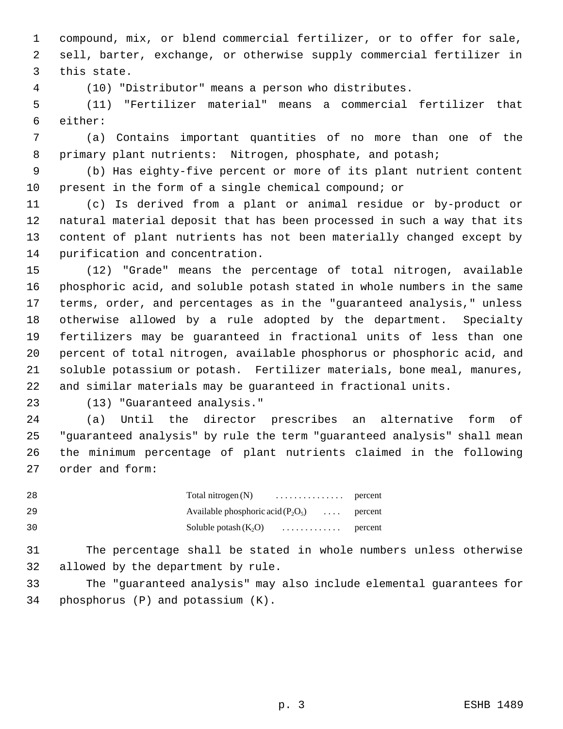compound, mix, or blend commercial fertilizer, or to offer for sale, sell, barter, exchange, or otherwise supply commercial fertilizer in this state.

(10) "Distributor" means a person who distributes.

(11) "Fertilizer material" means a commercial fertilizer that either:

(a) Contains important quantities of no more than one of the primary plant nutrients: Nitrogen, phosphate, and potash;

(b) Has eighty-five percent or more of its plant nutrient content present in the form of a single chemical compound; or

(c) Is derived from a plant or animal residue or by-product or natural material deposit that has been processed in such a way that its content of plant nutrients has not been materially changed except by purification and concentration.

(12) "Grade" means the percentage of total nitrogen, available phosphoric acid, and soluble potash stated in whole numbers in the same terms, order, and percentages as in the "guaranteed analysis," unless otherwise allowed by a rule adopted by the department. Specialty fertilizers may be guaranteed in fractional units of less than one percent of total nitrogen, available phosphorus or phosphoric acid, and soluble potassium or potash. Fertilizer materials, bone meal, manures, and similar materials may be guaranteed in fractional units.

(13) "Guaranteed analysis."

(a) Until the director prescribes an alternative form of "guaranteed analysis" by rule the term "guaranteed analysis" shall mean the minimum percentage of plant nutrients claimed in the following order and form:

Total nitrogen (N) . . . . . . . . . . . . . . . percent
Available phosphoric acid ($P_2O_5$) . . . . percent
Soluble potash ($K_2O$) . . . . . . . . . . . . percent

The percentage shall be stated in whole numbers unless otherwise allowed by the department by rule.

The "guaranteed analysis" may also include elemental guarantees for phosphorus (P) and potassium (K).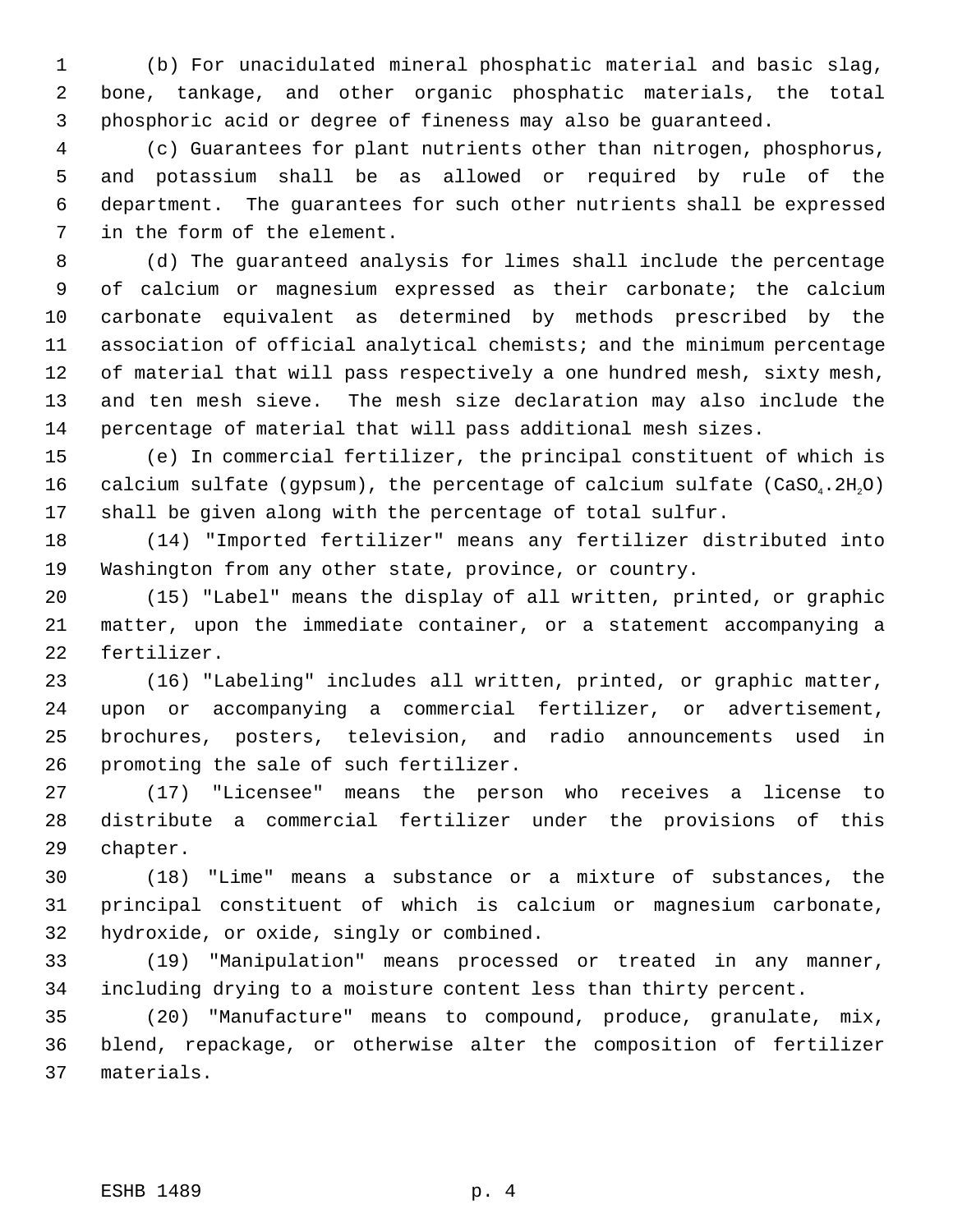(b) For unacidulated mineral phosphatic material and basic slag, bone, tankage, and other organic phosphatic materials, the total phosphoric acid or degree of fineness may also be guaranteed.

(c) Guarantees for plant nutrients other than nitrogen, phosphorus, and potassium shall be as allowed or required by rule of the department. The guarantees for such other nutrients shall be expressed in the form of the element.

(d) The guaranteed analysis for limes shall include the percentage of calcium or magnesium expressed as their carbonate; the calcium carbonate equivalent as determined by methods prescribed by the association of official analytical chemists; and the minimum percentage of material that will pass respectively a one hundred mesh, sixty mesh, and ten mesh sieve. The mesh size declaration may also include the percentage of material that will pass additional mesh sizes.

(e) In commercial fertilizer, the principal constituent of which is calcium sulfate (gypsum), the percentage of calcium sulfate ($CaSO_4.2H_2O$) shall be given along with the percentage of total sulfur.

(14) "Imported fertilizer" means any fertilizer distributed into Washington from any other state, province, or country.

(15) "Label" means the display of all written, printed, or graphic matter, upon the immediate container, or a statement accompanying a fertilizer.

(16) "Labeling" includes all written, printed, or graphic matter, upon or accompanying a commercial fertilizer, or advertisement, brochures, posters, television, and radio announcements used in promoting the sale of such fertilizer.

(17) "Licensee" means the person who receives a license to distribute a commercial fertilizer under the provisions of this chapter.

(18) "Lime" means a substance or a mixture of substances, the principal constituent of which is calcium or magnesium carbonate, hydroxide, or oxide, singly or combined.

(19) "Manipulation" means processed or treated in any manner, including drying to a moisture content less than thirty percent.

(20) "Manufacture" means to compound, produce, granulate, mix, blend, repackage, or otherwise alter the composition of fertilizer materials.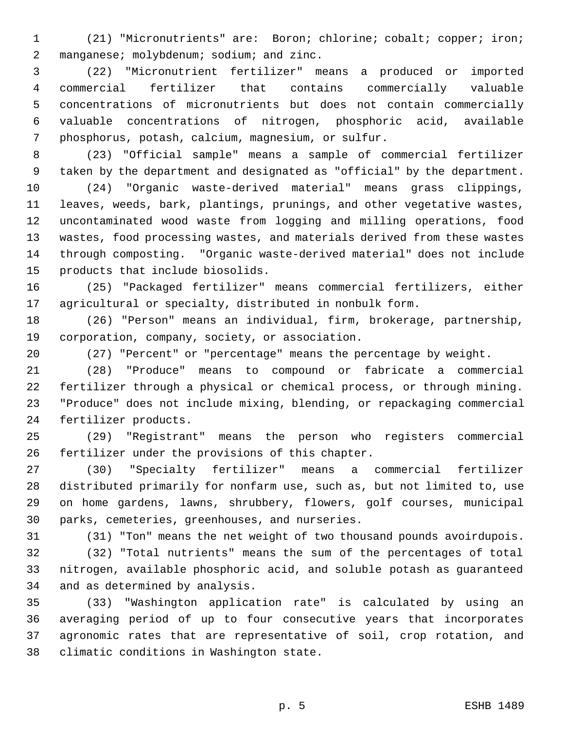(21) "Micronutrients" are: Boron; chlorine; cobalt; copper; iron; manganese; molybdenum; sodium; and zinc.

(22) "Micronutrient fertilizer" means a produced or imported commercial fertilizer that contains commercially valuable concentrations of micronutrients but does not contain commercially valuable concentrations of nitrogen, phosphoric acid, available phosphorus, potash, calcium, magnesium, or sulfur.

(23) "Official sample" means a sample of commercial fertilizer taken by the department and designated as "official" by the department.

(24) "Organic waste-derived material" means grass clippings, leaves, weeds, bark, plantings, prunings, and other vegetative wastes, uncontaminated wood waste from logging and milling operations, food wastes, food processing wastes, and materials derived from these wastes through composting. "Organic waste-derived material" does not include products that include biosolids.

(25) "Packaged fertilizer" means commercial fertilizers, either agricultural or specialty, distributed in nonbulk form.

(26) "Person" means an individual, firm, brokerage, partnership, corporation, company, society, or association.

(27) "Percent" or "percentage" means the percentage by weight.

(28) "Produce" means to compound or fabricate a commercial fertilizer through a physical or chemical process, or through mining. "Produce" does not include mixing, blending, or repackaging commercial fertilizer products.

(29) "Registrant" means the person who registers commercial fertilizer under the provisions of this chapter.

(30) "Specialty fertilizer" means a commercial fertilizer distributed primarily for nonfarm use, such as, but not limited to, use on home gardens, lawns, shrubbery, flowers, golf courses, municipal parks, cemeteries, greenhouses, and nurseries.

(31) "Ton" means the net weight of two thousand pounds avoirdupois.

(32) "Total nutrients" means the sum of the percentages of total nitrogen, available phosphoric acid, and soluble potash as guaranteed and as determined by analysis.

(33) "Washington application rate" is calculated by using an averaging period of up to four consecutive years that incorporates agronomic rates that are representative of soil, crop rotation, and climatic conditions in Washington state.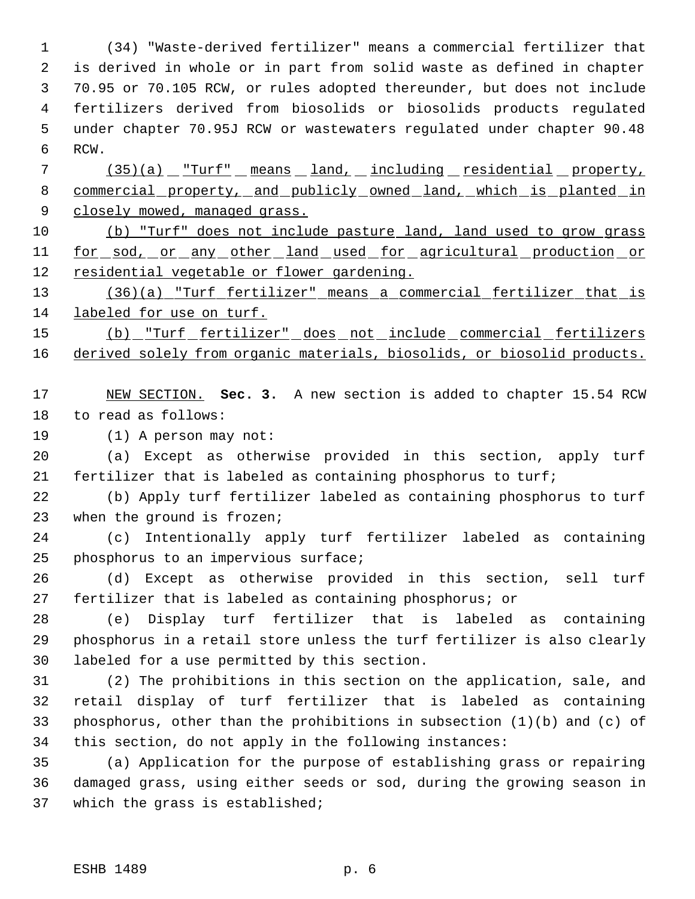(34) "Waste-derived fertilizer" means a commercial fertilizer that is derived in whole or in part from solid waste as defined in chapter 70.95 or 70.105 RCW, or rules adopted thereunder, but does not include fertilizers derived from biosolids or biosolids products regulated under chapter 70.95J RCW or wastewaters regulated under chapter 90.48 RCW.

<u>(35)(a) "Turf" means land, including residential property, commercial property, and publicly owned land, which is planted in closely mowed, managed grass.</u>

<u>(b) "Turf" does not include pasture land, land used to grow grass for sod, or any other land used for agricultural production or residential vegetable or flower gardening.</u>

<u>(36)(a) "Turf fertilizer" means a commercial fertilizer that is labeled for use on turf.</u>

<u>(b) "Turf fertilizer" does not include commercial fertilizers derived solely from organic materials, biosolids, or biosolid products.</u>

<u>NEW SECTION.</u> **Sec. 3.** A new section is added to chapter 15.54 RCW to read as follows:

(1) A person may not:

(a) Except as otherwise provided in this section, apply turf fertilizer that is labeled as containing phosphorus to turf;

(b) Apply turf fertilizer labeled as containing phosphorus to turf when the ground is frozen;

(c) Intentionally apply turf fertilizer labeled as containing phosphorus to an impervious surface;

(d) Except as otherwise provided in this section, sell turf fertilizer that is labeled as containing phosphorus; or

(e) Display turf fertilizer that is labeled as containing phosphorus in a retail store unless the turf fertilizer is also clearly labeled for a use permitted by this section.

(2) The prohibitions in this section on the application, sale, and retail display of turf fertilizer that is labeled as containing phosphorus, other than the prohibitions in subsection (1)(b) and (c) of this section, do not apply in the following instances:

(a) Application for the purpose of establishing grass or repairing damaged grass, using either seeds or sod, during the growing season in which the grass is established;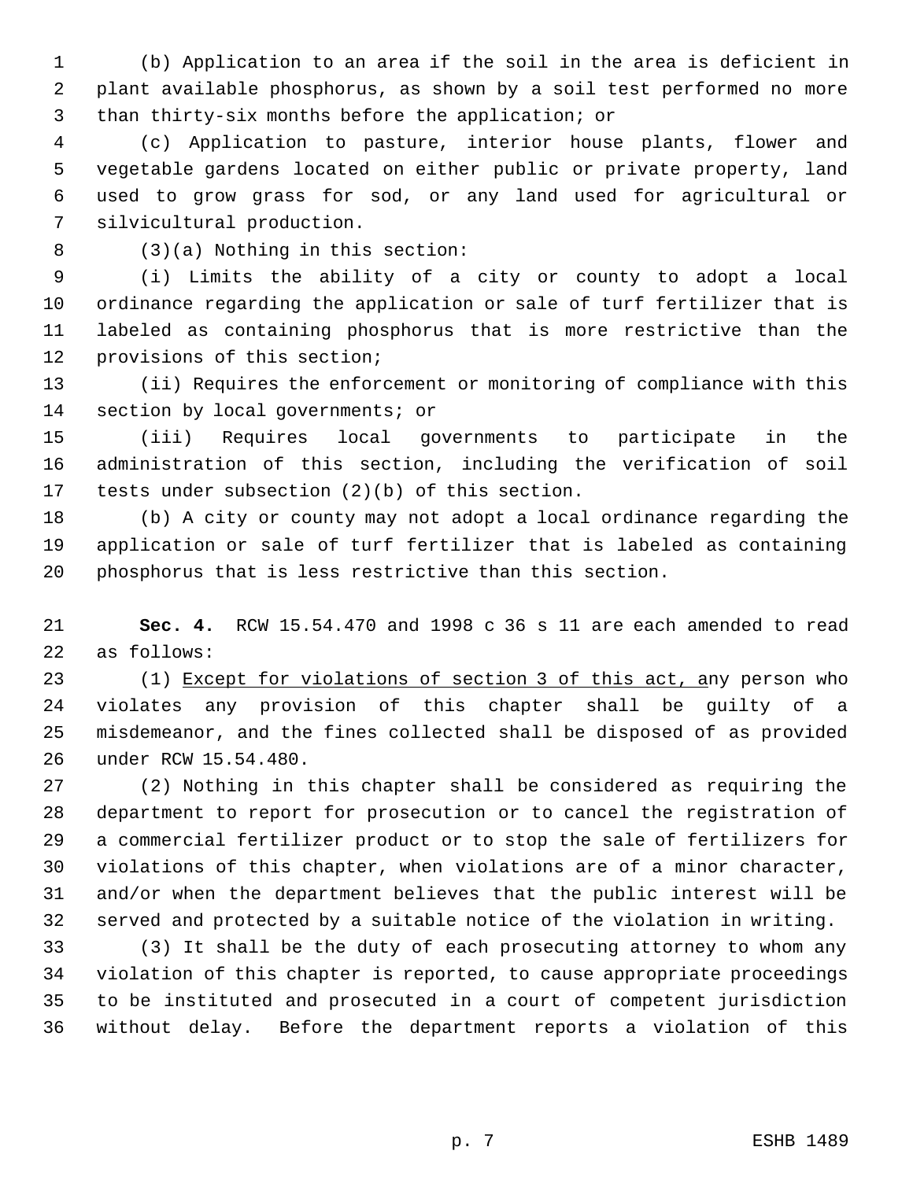(b) Application to an area if the soil in the area is deficient in plant available phosphorus, as shown by a soil test performed no more than thirty-six months before the application; or

(c) Application to pasture, interior house plants, flower and vegetable gardens located on either public or private property, land used to grow grass for sod, or any land used for agricultural or silvicultural production.

(3)(a) Nothing in this section:

(i) Limits the ability of a city or county to adopt a local ordinance regarding the application or sale of turf fertilizer that is labeled as containing phosphorus that is more restrictive than the provisions of this section;

(ii) Requires the enforcement or monitoring of compliance with this section by local governments; or

(iii) Requires local governments to participate in the administration of this section, including the verification of soil tests under subsection (2)(b) of this section.

(b) A city or county may not adopt a local ordinance regarding the application or sale of turf fertilizer that is labeled as containing phosphorus that is less restrictive than this section.

**Sec. 4.** RCW 15.54.470 and 1998 c 36 s 11 are each amended to read as follows:

(1) <u>Except for violations of section 3 of this act, a</u>ny person who violates any provision of this chapter shall be guilty of a misdemeanor, and the fines collected shall be disposed of as provided under RCW 15.54.480.

(2) Nothing in this chapter shall be considered as requiring the department to report for prosecution or to cancel the registration of a commercial fertilizer product or to stop the sale of fertilizers for violations of this chapter, when violations are of a minor character, and/or when the department believes that the public interest will be served and protected by a suitable notice of the violation in writing.

(3) It shall be the duty of each prosecuting attorney to whom any violation of this chapter is reported, to cause appropriate proceedings to be instituted and prosecuted in a court of competent jurisdiction without delay. Before the department reports a violation of this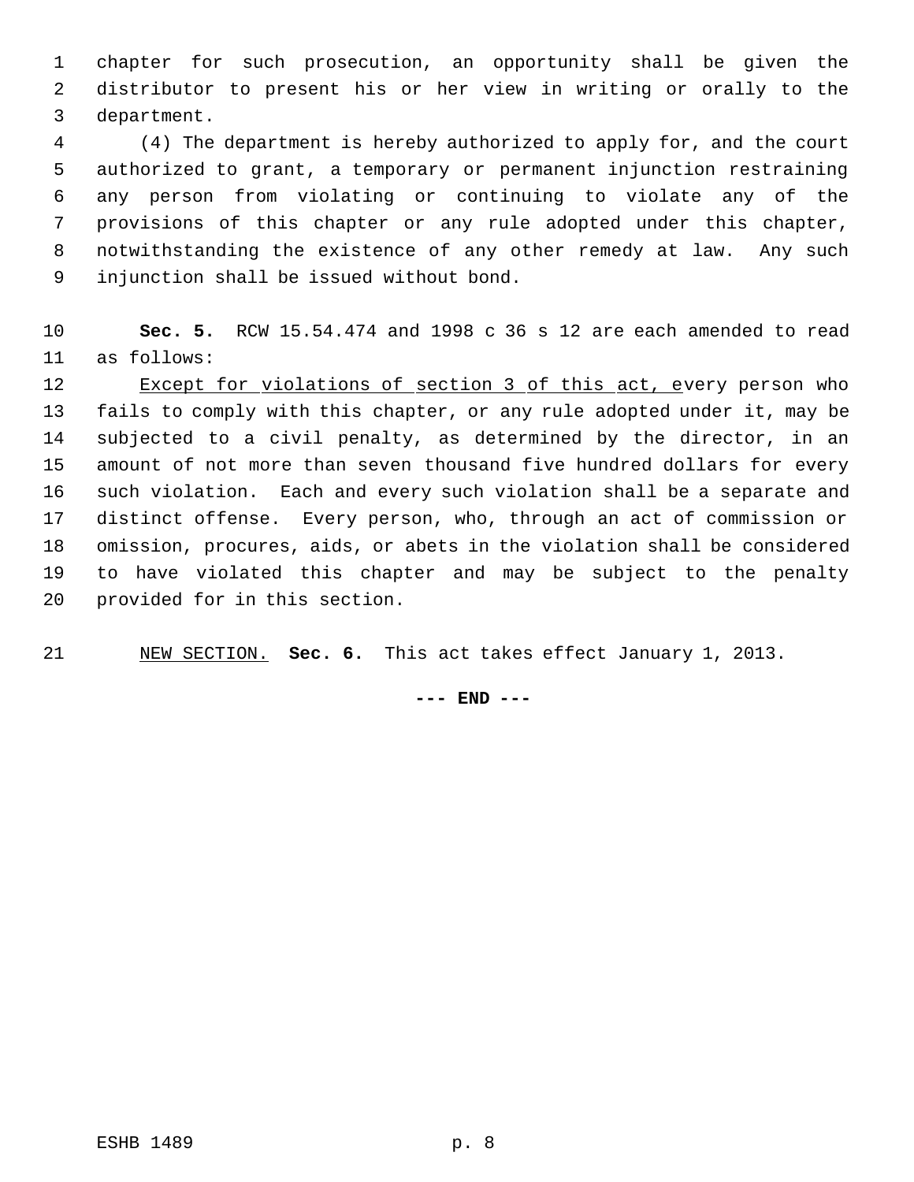chapter for such prosecution, an opportunity shall be given the distributor to present his or her view in writing or orally to the department.

(4) The department is hereby authorized to apply for, and the court authorized to grant, a temporary or permanent injunction restraining any person from violating or continuing to violate any of the provisions of this chapter or any rule adopted under this chapter, notwithstanding the existence of any other remedy at law. Any such injunction shall be issued without bond.

**Sec. 5.** RCW 15.54.474 and 1998 c 36 s 12 are each amended to read as follows:

<u>Except for violations of section 3 of this act, e</u>very person who fails to comply with this chapter, or any rule adopted under it, may be subjected to a civil penalty, as determined by the director, in an amount of not more than seven thousand five hundred dollars for every such violation. Each and every such violation shall be a separate and distinct offense. Every person, who, through an act of commission or omission, procures, aids, or abets in the violation shall be considered to have violated this chapter and may be subject to the penalty provided for in this section.

<u>NEW SECTION.</u> **Sec. 6.** This act takes effect January 1, 2013.

**--- END ---**